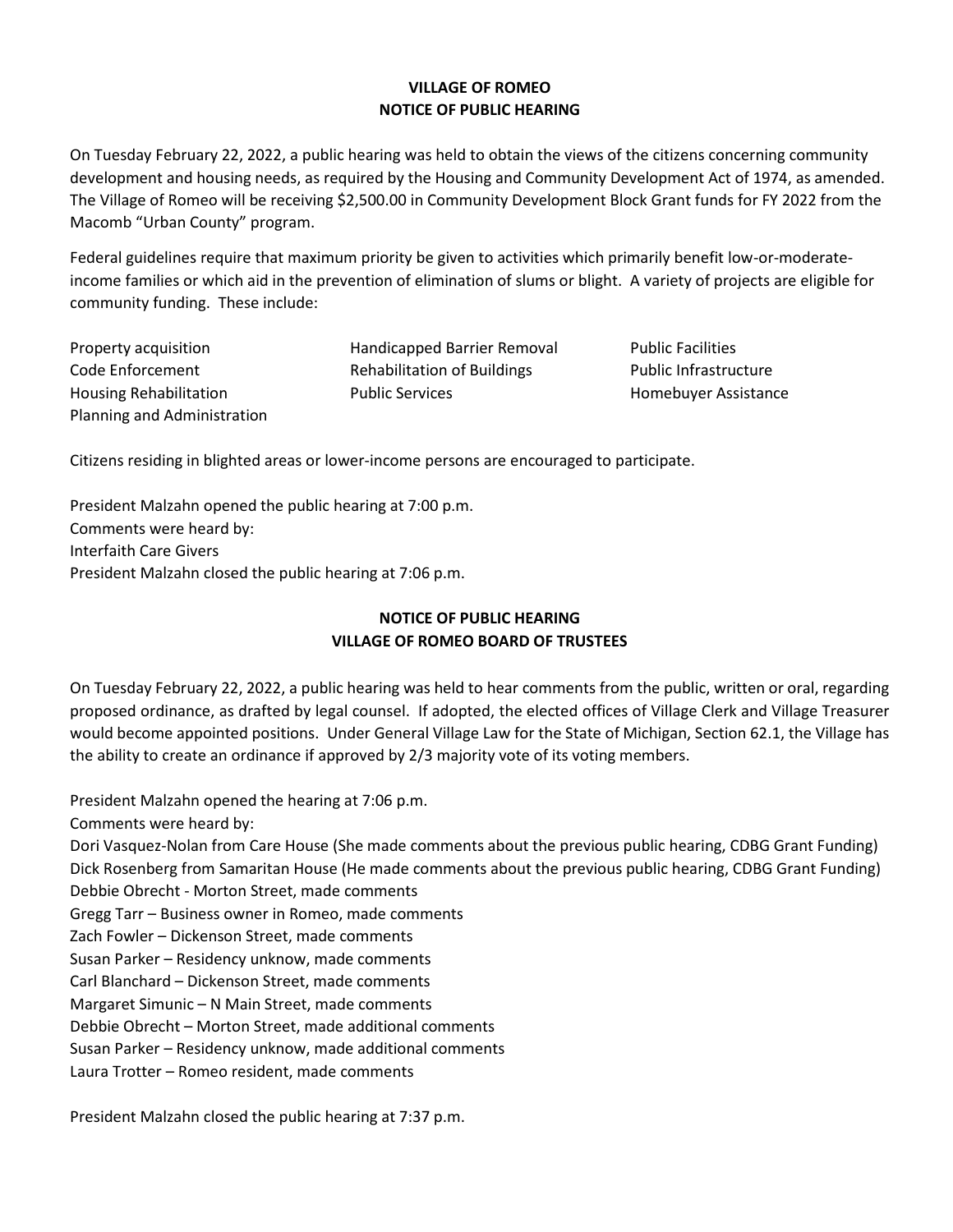# VILLAGE OF ROMEO
## NOTICE OF PUBLIC HEARING

On Tuesday February 22, 2022, a public hearing was held to obtain the views of the citizens concerning community development and housing needs, as required by the Housing and Community Development Act of 1974, as amended. The Village of Romeo will be receiving $2,500.00 in Community Development Block Grant funds for FY 2022 from the Macomb "Urban County" program.

Federal guidelines require that maximum priority be given to activities which primarily benefit low-or-moderate-income families or which aid in the prevention of elimination of slums or blight. A variety of projects are eligible for community funding. These include:

- Property acquisition
- Code Enforcement
- Housing Rehabilitation
- Planning and Administration
- Handicapped Barrier Removal
- Rehabilitation of Buildings
- Public Services
- Public Facilities
- Public Infrastructure
- Homebuyer Assistance

Citizens residing in blighted areas or lower-income persons are encouraged to participate.

President Malzahn opened the public hearing at 7:00 p.m.
Comments were heard by:
Interfaith Care Givers
President Malzahn closed the public hearing at 7:06 p.m.

## NOTICE OF PUBLIC HEARING
## VILLAGE OF ROMEO BOARD OF TRUSTEES

On Tuesday February 22, 2022, a public hearing was held to hear comments from the public, written or oral, regarding proposed ordinance, as drafted by legal counsel. If adopted, the elected offices of Village Clerk and Village Treasurer would become appointed positions. Under General Village Law for the State of Michigan, Section 62.1, the Village has the ability to create an ordinance if approved by 2/3 majority vote of its voting members.

President Malzahn opened the hearing at 7:06 p.m.
Comments were heard by:
Dori Vasquez-Nolan from Care House (She made comments about the previous public hearing, CDBG Grant Funding)
Dick Rosenberg from Samaritan House (He made comments about the previous public hearing, CDBG Grant Funding)
Debbie Obrecht - Morton Street, made comments
Gregg Tarr – Business owner in Romeo, made comments
Zach Fowler – Dickenson Street, made comments
Susan Parker – Residency unknow, made comments
Carl Blanchard – Dickenson Street, made comments
Margaret Simunic – N Main Street, made comments
Debbie Obrecht – Morton Street, made additional comments
Susan Parker – Residency unknow, made additional comments
Laura Trotter – Romeo resident, made comments

President Malzahn closed the public hearing at 7:37 p.m.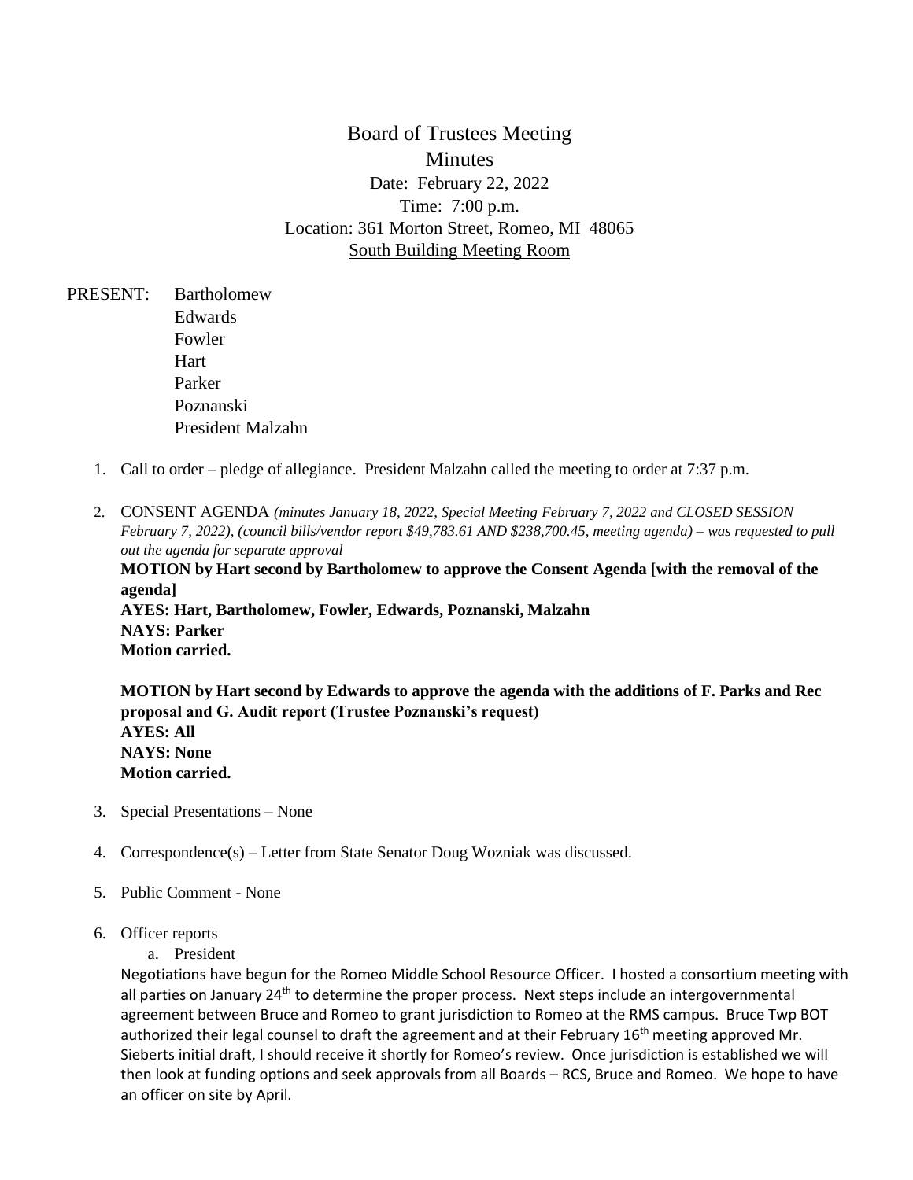# Board of Trustees Meeting

## Minutes

Date: February 22, 2022

Time: 7:00 p.m.

Location: 361 Morton Street, Romeo, MI 48065

South Building Meeting Room

PRESENT: Bartholomew
Edwards
Fowler
Hart
Parker
Poznanski
President Malzahn

1. Call to order – pledge of allegiance. President Malzahn called the meeting to order at 7:37 p.m.

2. CONSENT AGENDA *(minutes January 18, 2022, Special Meeting February 7, 2022 and CLOSED SESSION February 7, 2022), (council bills/vendor report $49,783.61 AND $238,700.45, meeting agenda) – was requested to pull out the agenda for separate approval*

   **MOTION by Hart second by Bartholomew to approve the Consent Agenda [with the removal of the agenda]**
   **AYES: Hart, Bartholomew, Fowler, Edwards, Poznanski, Malzahn**
   **NAYS: Parker**
   **Motion carried.**

   **MOTION by Hart second by Edwards to approve the agenda with the additions of F. Parks and Rec proposal and G. Audit report (Trustee Poznanski's request)**
   **AYES: All**
   **NAYS: None**
   **Motion carried.**

3. Special Presentations – None

4. Correspondence(s) – Letter from State Senator Doug Wozniak was discussed.

5. Public Comment - None

6. Officer reports
   a. President

Negotiations have begun for the Romeo Middle School Resource Officer. I hosted a consortium meeting with all parties on January 24th to determine the proper process. Next steps include an intergovernmental agreement between Bruce and Romeo to grant jurisdiction to Romeo at the RMS campus. Bruce Twp BOT authorized their legal counsel to draft the agreement and at their February 16th meeting approved Mr. Sieberts initial draft, I should receive it shortly for Romeo's review. Once jurisdiction is established we will then look at funding options and seek approvals from all Boards – RCS, Bruce and Romeo. We hope to have an officer on site by April.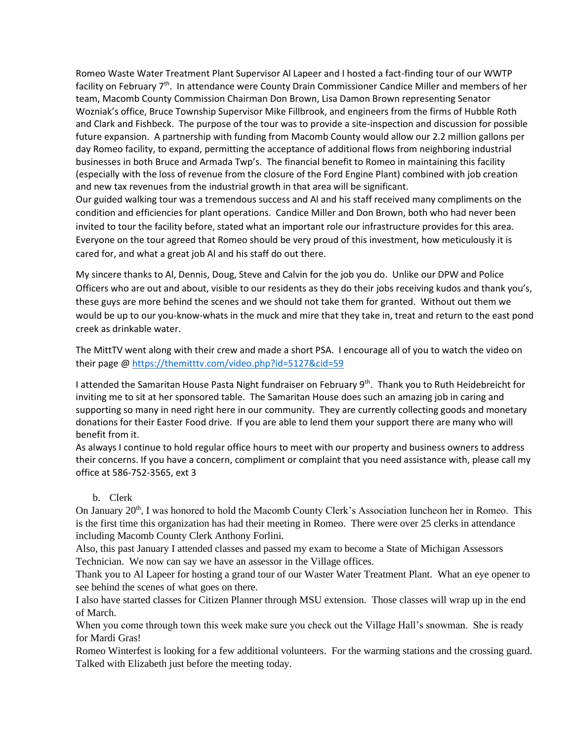Romeo Waste Water Treatment Plant Supervisor Al Lapeer and I hosted a fact-finding tour of our WWTP facility on February 7th. In attendance were County Drain Commissioner Candice Miller and members of her team, Macomb County Commission Chairman Don Brown, Lisa Damon Brown representing Senator Wozniak's office, Bruce Township Supervisor Mike Fillbrook, and engineers from the firms of Hubble Roth and Clark and Fishbeck. The purpose of the tour was to provide a site-inspection and discussion for possible future expansion. A partnership with funding from Macomb County would allow our 2.2 million gallons per day Romeo facility, to expand, permitting the acceptance of additional flows from neighboring industrial businesses in both Bruce and Armada Twp's. The financial benefit to Romeo in maintaining this facility (especially with the loss of revenue from the closure of the Ford Engine Plant) combined with job creation and new tax revenues from the industrial growth in that area will be significant.
Our guided walking tour was a tremendous success and Al and his staff received many compliments on the condition and efficiencies for plant operations. Candice Miller and Don Brown, both who had never been invited to tour the facility before, stated what an important role our infrastructure provides for this area. Everyone on the tour agreed that Romeo should be very proud of this investment, how meticulously it is cared for, and what a great job Al and his staff do out there.

My sincere thanks to Al, Dennis, Doug, Steve and Calvin for the job you do. Unlike our DPW and Police Officers who are out and about, visible to our residents as they do their jobs receiving kudos and thank you's, these guys are more behind the scenes and we should not take them for granted. Without out them we would be up to our you-know-whats in the muck and mire that they take in, treat and return to the east pond creek as drinkable water.

The MittTV went along with their crew and made a short PSA. I encourage all of you to watch the video on their page @ https://themitttv.com/video.php?id=5127&cid=59

I attended the Samaritan House Pasta Night fundraiser on February 9th. Thank you to Ruth Heidebreicht for inviting me to sit at her sponsored table. The Samaritan House does such an amazing job in caring and supporting so many in need right here in our community. They are currently collecting goods and monetary donations for their Easter Food drive. If you are able to lend them your support there are many who will benefit from it.
As always I continue to hold regular office hours to meet with our property and business owners to address their concerns. If you have a concern, compliment or complaint that you need assistance with, please call my office at 586-752-3565, ext 3

b. Clerk

On January 20th, I was honored to hold the Macomb County Clerk's Association luncheon her in Romeo. This is the first time this organization has had their meeting in Romeo. There were over 25 clerks in attendance including Macomb County Clerk Anthony Forlini.
Also, this past January I attended classes and passed my exam to become a State of Michigan Assessors Technician. We now can say we have an assessor in the Village offices.
Thank you to Al Lapeer for hosting a grand tour of our Waster Water Treatment Plant. What an eye opener to see behind the scenes of what goes on there.
I also have started classes for Citizen Planner through MSU extension. Those classes will wrap up in the end of March.
When you come through town this week make sure you check out the Village Hall's snowman. She is ready for Mardi Gras!
Romeo Winterfest is looking for a few additional volunteers. For the warming stations and the crossing guard. Talked with Elizabeth just before the meeting today.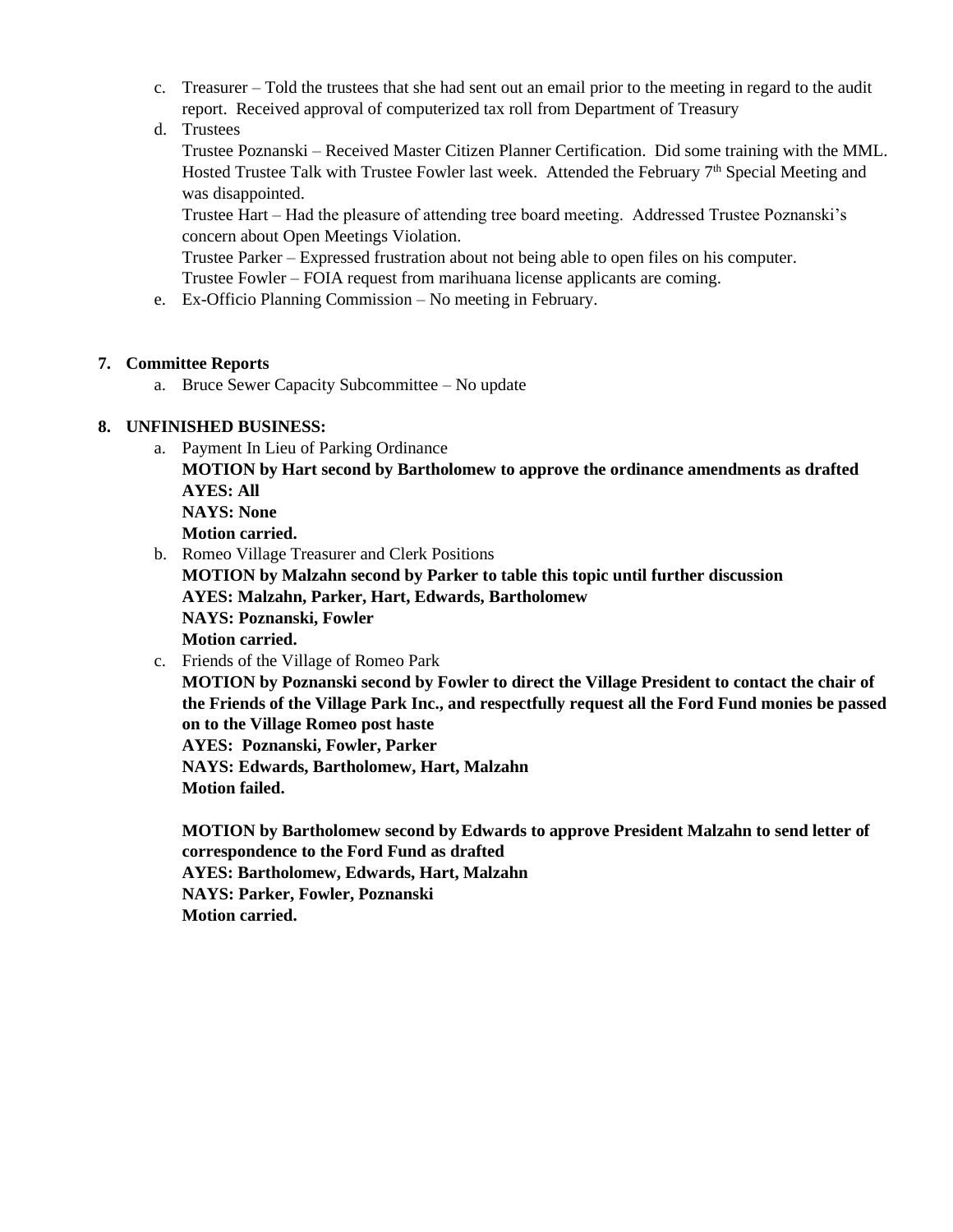c. Treasurer – Told the trustees that she had sent out an email prior to the meeting in regard to the audit report. Received approval of computerized tax roll from Department of Treasury

d. Trustees

   Trustee Poznanski – Received Master Citizen Planner Certification. Did some training with the MML. Hosted Trustee Talk with Trustee Fowler last week. Attended the February 7th Special Meeting and was disappointed.

   Trustee Hart – Had the pleasure of attending tree board meeting. Addressed Trustee Poznanski's concern about Open Meetings Violation.

   Trustee Parker – Expressed frustration about not being able to open files on his computer.

   Trustee Fowler – FOIA request from marihuana license applicants are coming.

e. Ex-Officio Planning Commission – No meeting in February.

**7. Committee Reports**

a. Bruce Sewer Capacity Subcommittee – No update

**8. UNFINISHED BUSINESS:**

a. Payment In Lieu of Parking Ordinance

   **MOTION by Hart second by Bartholomew to approve the ordinance amendments as drafted**
   **AYES: All**
   **NAYS: None**
   **Motion carried.**

b. Romeo Village Treasurer and Clerk Positions

   **MOTION by Malzahn second by Parker to table this topic until further discussion**
   **AYES: Malzahn, Parker, Hart, Edwards, Bartholomew**
   **NAYS: Poznanski, Fowler**
   **Motion carried.**

c. Friends of the Village of Romeo Park

   **MOTION by Poznanski second by Fowler to direct the Village President to contact the chair of the Friends of the Village Park Inc., and respectfully request all the Ford Fund monies be passed on to the Village Romeo post haste**
   **AYES: Poznanski, Fowler, Parker**
   **NAYS: Edwards, Bartholomew, Hart, Malzahn**
   **Motion failed.**

   **MOTION by Bartholomew second by Edwards to approve President Malzahn to send letter of correspondence to the Ford Fund as drafted**
   **AYES: Bartholomew, Edwards, Hart, Malzahn**
   **NAYS: Parker, Fowler, Poznanski**
   **Motion carried.**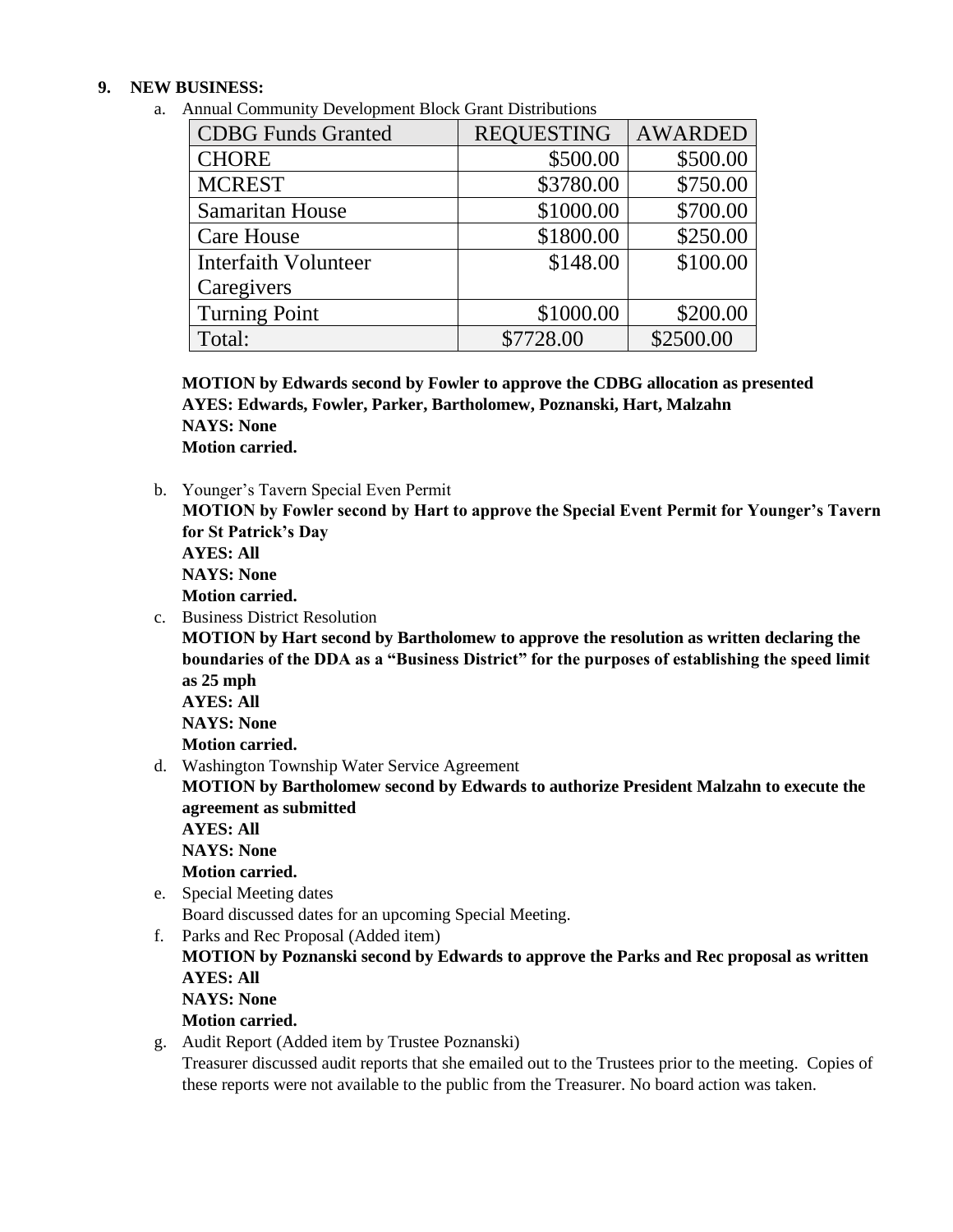**9. NEW BUSINESS:**

a. Annual Community Development Block Grant Distributions

| CDBG Funds Granted | REQUESTING | AWARDED |
|---|---|---|
| CHORE | $500.00 | $500.00 |
| MCREST | $3780.00 | $750.00 |
| Samaritan House | $1000.00 | $700.00 |
| Care House | $1800.00 | $250.00 |
| Interfaith Volunteer Caregivers | $148.00 | $100.00 |
| Turning Point | $1000.00 | $200.00 |
| Total: | $7728.00 | $2500.00 |

**MOTION by Edwards second by Fowler to approve the CDBG allocation as presented**
**AYES: Edwards, Fowler, Parker, Bartholomew, Poznanski, Hart, Malzahn**
**NAYS: None**
**Motion carried.**

b. Younger's Tavern Special Even Permit
**MOTION by Fowler second by Hart to approve the Special Event Permit for Younger's Tavern for St Patrick's Day**
**AYES: All**
**NAYS: None**
**Motion carried.**

c. Business District Resolution
**MOTION by Hart second by Bartholomew to approve the resolution as written declaring the boundaries of the DDA as a "Business District" for the purposes of establishing the speed limit as 25 mph**
**AYES: All**
**NAYS: None**
**Motion carried.**

d. Washington Township Water Service Agreement
**MOTION by Bartholomew second by Edwards to authorize President Malzahn to execute the agreement as submitted**
**AYES: All**
**NAYS: None**
**Motion carried.**

e. Special Meeting dates
Board discussed dates for an upcoming Special Meeting.

f. Parks and Rec Proposal (Added item)
**MOTION by Poznanski second by Edwards to approve the Parks and Rec proposal as written**
**AYES: All**
**NAYS: None**
**Motion carried.**

g. Audit Report (Added item by Trustee Poznanski)
Treasurer discussed audit reports that she emailed out to the Trustees prior to the meeting. Copies of these reports were not available to the public from the Treasurer. No board action was taken.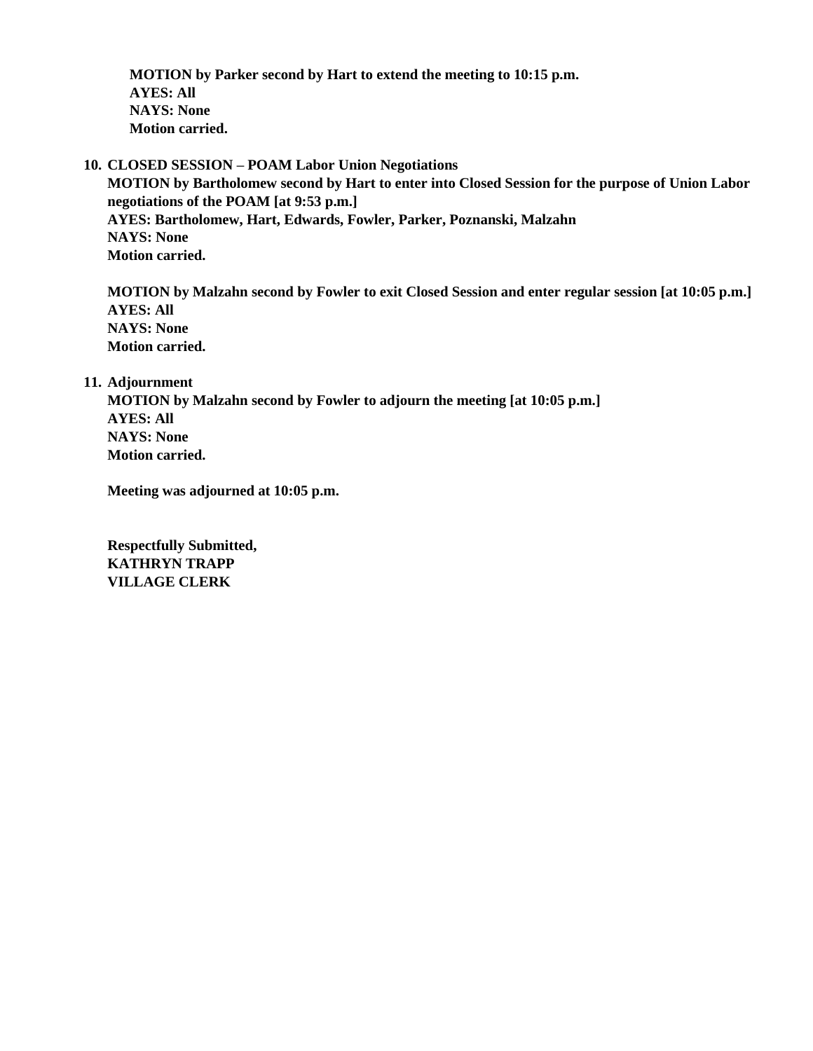**MOTION by Parker second by Hart to extend the meeting to 10:15 p.m.**
**AYES: All**
**NAYS: None**
**Motion carried.**

**10. CLOSED SESSION – POAM Labor Union Negotiations**

**MOTION by Bartholomew second by Hart to enter into Closed Session for the purpose of Union Labor negotiations of the POAM [at 9:53 p.m.]**
**AYES: Bartholomew, Hart, Edwards, Fowler, Parker, Poznanski, Malzahn**
**NAYS: None**
**Motion carried.**

**MOTION by Malzahn second by Fowler to exit Closed Session and enter regular session [at 10:05 p.m.]**
**AYES: All**
**NAYS: None**
**Motion carried.**

**11. Adjournment**

**MOTION by Malzahn second by Fowler to adjourn the meeting [at 10:05 p.m.]**
**AYES: All**
**NAYS: None**
**Motion carried.**

**Meeting was adjourned at 10:05 p.m.**

**Respectfully Submitted,**
**KATHRYN TRAPP**
**VILLAGE CLERK**